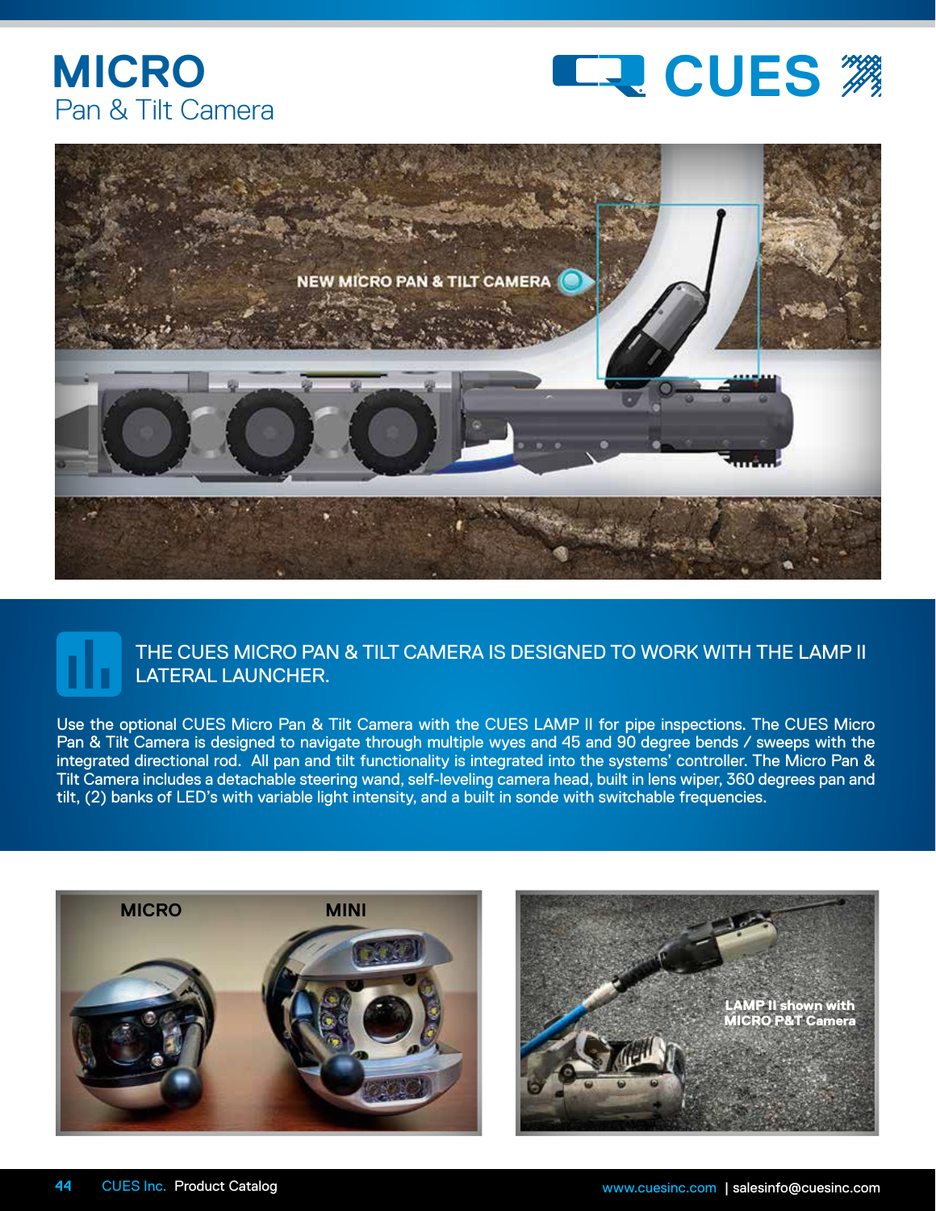# MICRO
## Pan & Tilt Camera

NEW MICRO PAN & TILT CAMERA

### THE CUES MICRO PAN & TILT CAMERA IS DESIGNED TO WORK WITH THE LAMP II LATERAL LAUNCHER.

Use the optional CUES Micro Pan & Tilt Camera with the CUES LAMP II for pipe inspections. The CUES Micro Pan & Tilt Camera is designed to navigate through multiple wyes and 45 and 90 degree bends / sweeps with the integrated directional rod. All pan and tilt functionality is integrated into the systems' controller. The Micro Pan & Tilt Camera includes a detachable steering wand, self-leveling camera head, built in lens wiper, 360 degrees pan and tilt, (2) banks of LED's with variable light intensity, and a built in sonde with switchable frequencies.

MICRO MINI

LAMP II shown with MICRO P&T Camera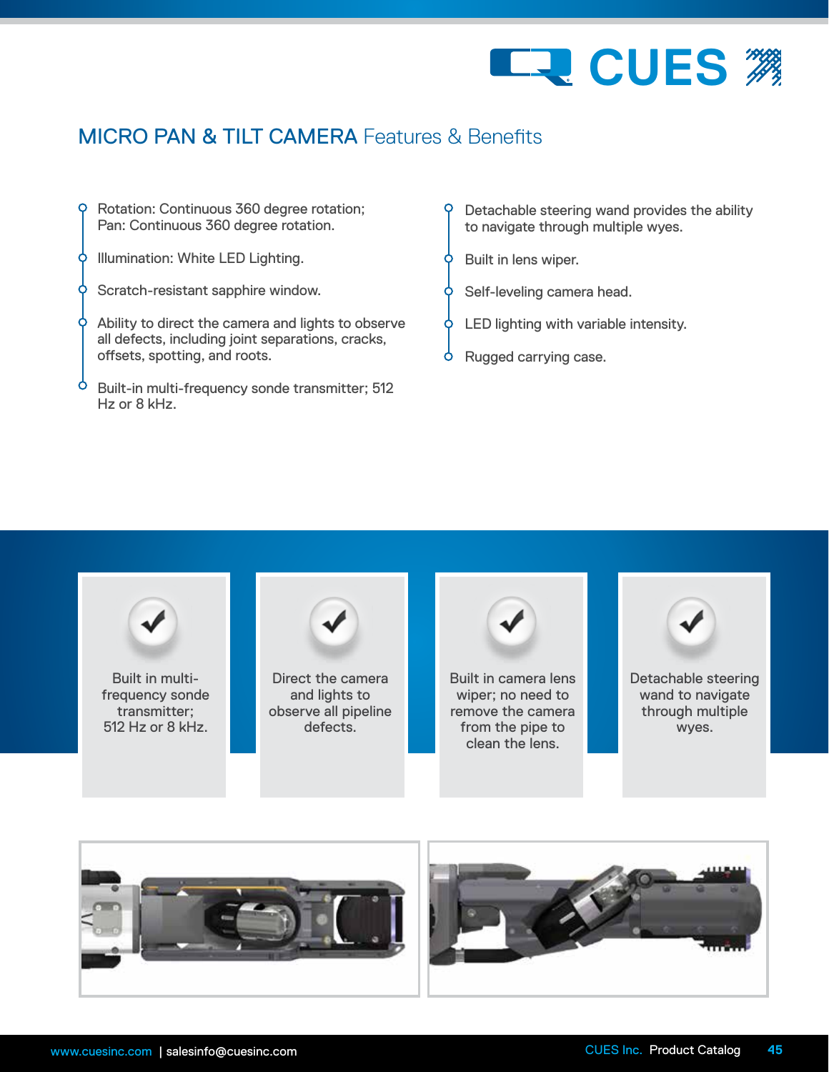## MICRO PAN & TILT CAMERA Features & Benefits

- Rotation: Continuous 360 degree rotation; Pan: Continuous 360 degree rotation.
- Illumination: White LED Lighting.
- Scratch-resistant sapphire window.
- Ability to direct the camera and lights to observe all defects, including joint separations, cracks, offsets, spotting, and roots.
- Built-in multi-frequency sonde transmitter; 512 Hz or 8 kHz.
- Detachable steering wand provides the ability to navigate through multiple wyes.
- Built in lens wiper.
- Self-leveling camera head.
- LED lighting with variable intensity.
- Rugged carrying case.

Built in multi-frequency sonde transmitter; 512 Hz or 8 kHz.

Direct the camera and lights to observe all pipeline defects.

Built in camera lens wiper; no need to remove the camera from the pipe to clean the lens.

Detachable steering wand to navigate through multiple wyes.